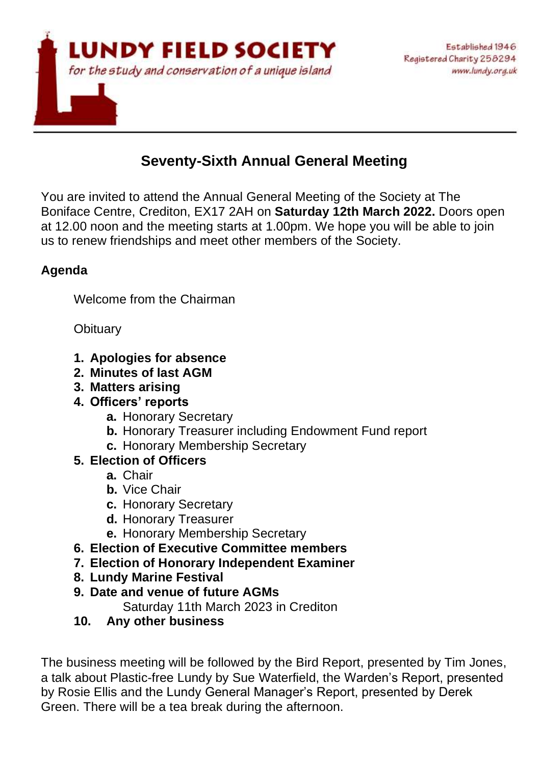# LUNDY FIELD SOCIETY

*for the study and conservation of a unique island*

Established 1946
Registered Charity 258294
www.lundy.org.uk

## Seventy-Sixth Annual General Meeting

You are invited to attend the Annual General Meeting of the Society at The Boniface Centre, Crediton, EX17 2AH on **Saturday 12th March 2022.** Doors open at 12.00 noon and the meeting starts at 1.00pm. We hope you will be able to join us to renew friendships and meet other members of the Society.

**Agenda**

Welcome from the Chairman

Obituary

1. **Apologies for absence**
2. **Minutes of last AGM**
3. **Matters arising**
4. **Officers' reports**
   - **a.** Honorary Secretary
   - **b.** Honorary Treasurer including Endowment Fund report
   - **c.** Honorary Membership Secretary
5. **Election of Officers**
   - **a.** Chair
   - **b.** Vice Chair
   - **c.** Honorary Secretary
   - **d.** Honorary Treasurer
   - **e.** Honorary Membership Secretary
6. **Election of Executive Committee members**
7. **Election of Honorary Independent Examiner**
8. **Lundy Marine Festival**
9. **Date and venue of future AGMs**
   Saturday 11th March 2023 in Crediton
10. **Any other business**

The business meeting will be followed by the Bird Report, presented by Tim Jones, a talk about Plastic-free Lundy by Sue Waterfield, the Warden's Report, presented by Rosie Ellis and the Lundy General Manager's Report, presented by Derek Green. There will be a tea break during the afternoon.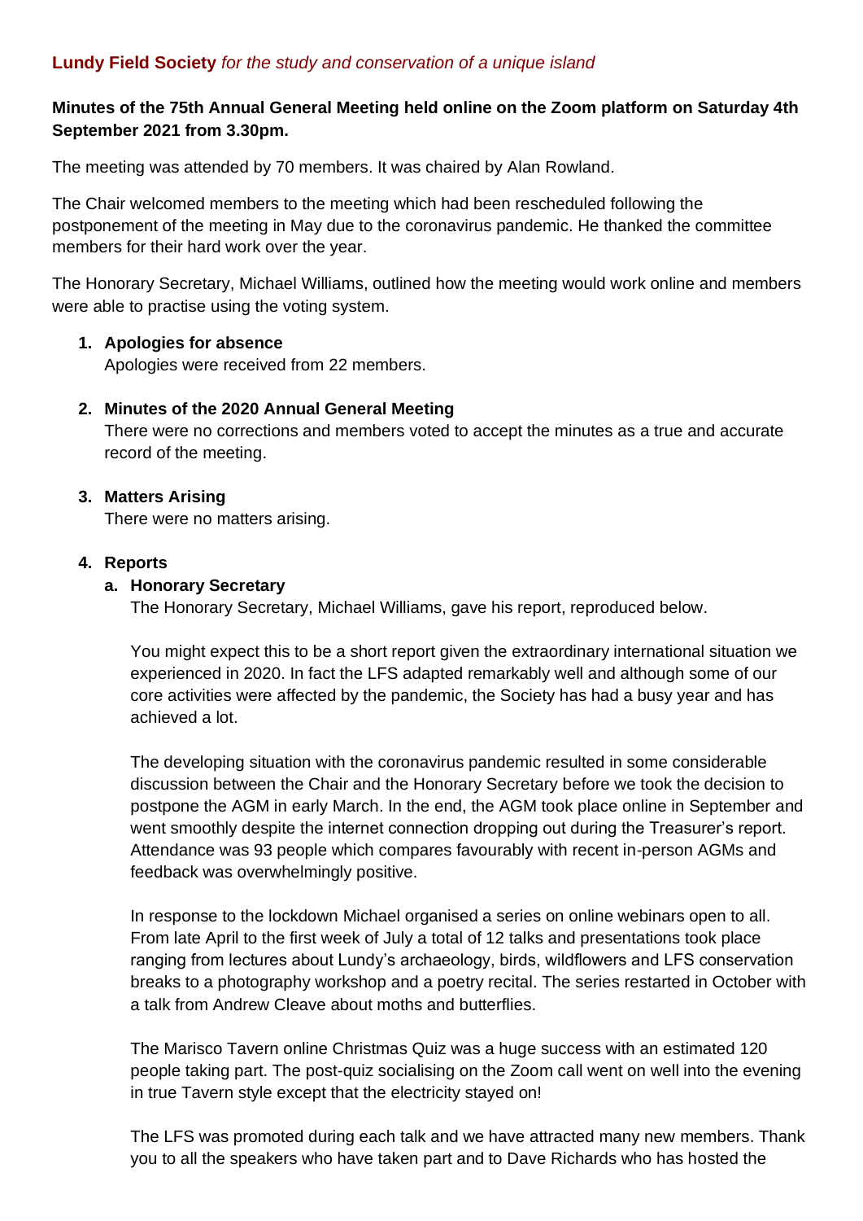**Lundy Field Society** *for the study and conservation of a unique island*

**Minutes of the 75th Annual General Meeting held online on the Zoom platform on Saturday 4th September 2021 from 3.30pm.**

The meeting was attended by 70 members. It was chaired by Alan Rowland.

The Chair welcomed members to the meeting which had been rescheduled following the postponement of the meeting in May due to the coronavirus pandemic. He thanked the committee members for their hard work over the year.

The Honorary Secretary, Michael Williams, outlined how the meeting would work online and members were able to practise using the voting system.

1. **Apologies for absence**
   Apologies were received from 22 members.

2. **Minutes of the 2020 Annual General Meeting**
   There were no corrections and members voted to accept the minutes as a true and accurate record of the meeting.

3. **Matters Arising**
   There were no matters arising.

4. **Reports**
   a. **Honorary Secretary**
   The Honorary Secretary, Michael Williams, gave his report, reproduced below.

   You might expect this to be a short report given the extraordinary international situation we experienced in 2020. In fact the LFS adapted remarkably well and although some of our core activities were affected by the pandemic, the Society has had a busy year and has achieved a lot.

   The developing situation with the coronavirus pandemic resulted in some considerable discussion between the Chair and the Honorary Secretary before we took the decision to postpone the AGM in early March. In the end, the AGM took place online in September and went smoothly despite the internet connection dropping out during the Treasurer's report. Attendance was 93 people which compares favourably with recent in-person AGMs and feedback was overwhelmingly positive.

   In response to the lockdown Michael organised a series on online webinars open to all. From late April to the first week of July a total of 12 talks and presentations took place ranging from lectures about Lundy's archaeology, birds, wildflowers and LFS conservation breaks to a photography workshop and a poetry recital. The series restarted in October with a talk from Andrew Cleave about moths and butterflies.

   The Marisco Tavern online Christmas Quiz was a huge success with an estimated 120 people taking part. The post-quiz socialising on the Zoom call went on well into the evening in true Tavern style except that the electricity stayed on!

   The LFS was promoted during each talk and we have attracted many new members. Thank you to all the speakers who have taken part and to Dave Richards who has hosted the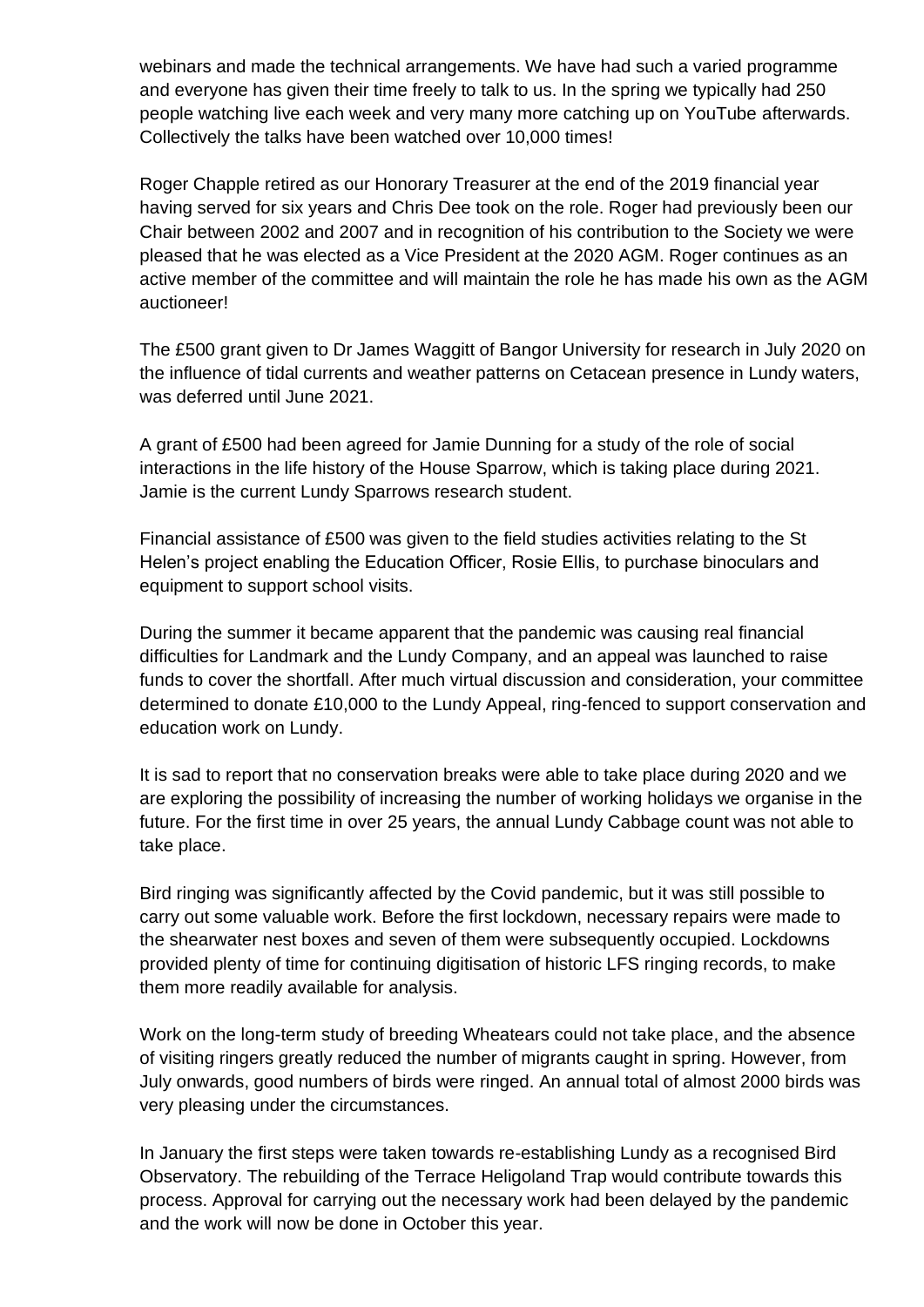webinars and made the technical arrangements. We have had such a varied programme and everyone has given their time freely to talk to us. In the spring we typically had 250 people watching live each week and very many more catching up on YouTube afterwards. Collectively the talks have been watched over 10,000 times!

Roger Chapple retired as our Honorary Treasurer at the end of the 2019 financial year having served for six years and Chris Dee took on the role. Roger had previously been our Chair between 2002 and 2007 and in recognition of his contribution to the Society we were pleased that he was elected as a Vice President at the 2020 AGM. Roger continues as an active member of the committee and will maintain the role he has made his own as the AGM auctioneer!

The £500 grant given to Dr James Waggitt of Bangor University for research in July 2020 on the influence of tidal currents and weather patterns on Cetacean presence in Lundy waters, was deferred until June 2021.

A grant of £500 had been agreed for Jamie Dunning for a study of the role of social interactions in the life history of the House Sparrow, which is taking place during 2021. Jamie is the current Lundy Sparrows research student.

Financial assistance of £500 was given to the field studies activities relating to the St Helen's project enabling the Education Officer, Rosie Ellis, to purchase binoculars and equipment to support school visits.

During the summer it became apparent that the pandemic was causing real financial difficulties for Landmark and the Lundy Company, and an appeal was launched to raise funds to cover the shortfall. After much virtual discussion and consideration, your committee determined to donate £10,000 to the Lundy Appeal, ring-fenced to support conservation and education work on Lundy.

It is sad to report that no conservation breaks were able to take place during 2020 and we are exploring the possibility of increasing the number of working holidays we organise in the future. For the first time in over 25 years, the annual Lundy Cabbage count was not able to take place.

Bird ringing was significantly affected by the Covid pandemic, but it was still possible to carry out some valuable work. Before the first lockdown, necessary repairs were made to the shearwater nest boxes and seven of them were subsequently occupied. Lockdowns provided plenty of time for continuing digitisation of historic LFS ringing records, to make them more readily available for analysis.

Work on the long-term study of breeding Wheatears could not take place, and the absence of visiting ringers greatly reduced the number of migrants caught in spring. However, from July onwards, good numbers of birds were ringed. An annual total of almost 2000 birds was very pleasing under the circumstances.

In January the first steps were taken towards re-establishing Lundy as a recognised Bird Observatory. The rebuilding of the Terrace Heligoland Trap would contribute towards this process. Approval for carrying out the necessary work had been delayed by the pandemic and the work will now be done in October this year.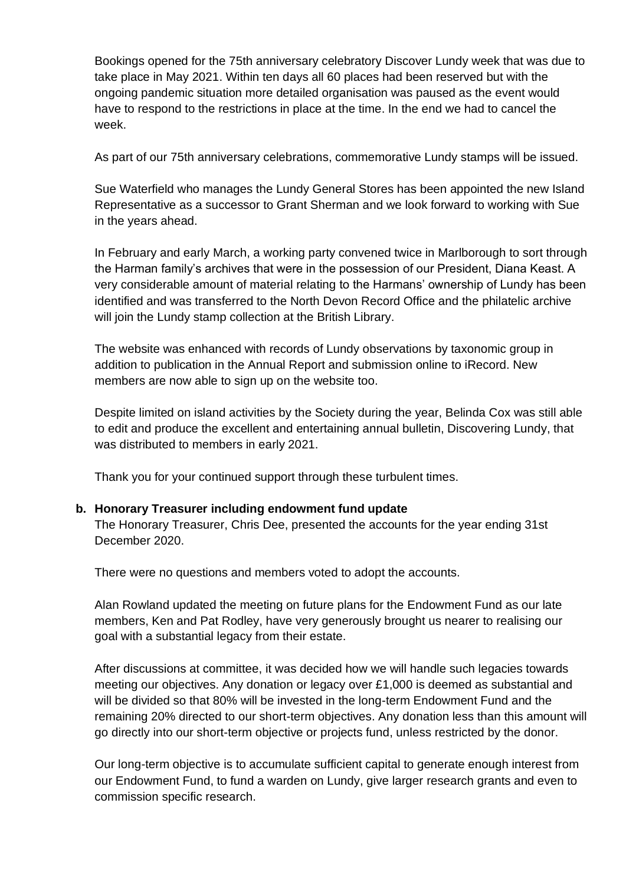Bookings opened for the 75th anniversary celebratory Discover Lundy week that was due to take place in May 2021. Within ten days all 60 places had been reserved but with the ongoing pandemic situation more detailed organisation was paused as the event would have to respond to the restrictions in place at the time. In the end we had to cancel the week.

As part of our 75th anniversary celebrations, commemorative Lundy stamps will be issued.

Sue Waterfield who manages the Lundy General Stores has been appointed the new Island Representative as a successor to Grant Sherman and we look forward to working with Sue in the years ahead.

In February and early March, a working party convened twice in Marlborough to sort through the Harman family's archives that were in the possession of our President, Diana Keast. A very considerable amount of material relating to the Harmans' ownership of Lundy has been identified and was transferred to the North Devon Record Office and the philatelic archive will join the Lundy stamp collection at the British Library.

The website was enhanced with records of Lundy observations by taxonomic group in addition to publication in the Annual Report and submission online to iRecord. New members are now able to sign up on the website too.

Despite limited on island activities by the Society during the year, Belinda Cox was still able to edit and produce the excellent and entertaining annual bulletin, Discovering Lundy, that was distributed to members in early 2021.

Thank you for your continued support through these turbulent times.

**b. Honorary Treasurer including endowment fund update**

The Honorary Treasurer, Chris Dee, presented the accounts for the year ending 31st December 2020.

There were no questions and members voted to adopt the accounts.

Alan Rowland updated the meeting on future plans for the Endowment Fund as our late members, Ken and Pat Rodley, have very generously brought us nearer to realising our goal with a substantial legacy from their estate.

After discussions at committee, it was decided how we will handle such legacies towards meeting our objectives. Any donation or legacy over £1,000 is deemed as substantial and will be divided so that 80% will be invested in the long-term Endowment Fund and the remaining 20% directed to our short-term objectives. Any donation less than this amount will go directly into our short-term objective or projects fund, unless restricted by the donor.

Our long-term objective is to accumulate sufficient capital to generate enough interest from our Endowment Fund, to fund a warden on Lundy, give larger research grants and even to commission specific research.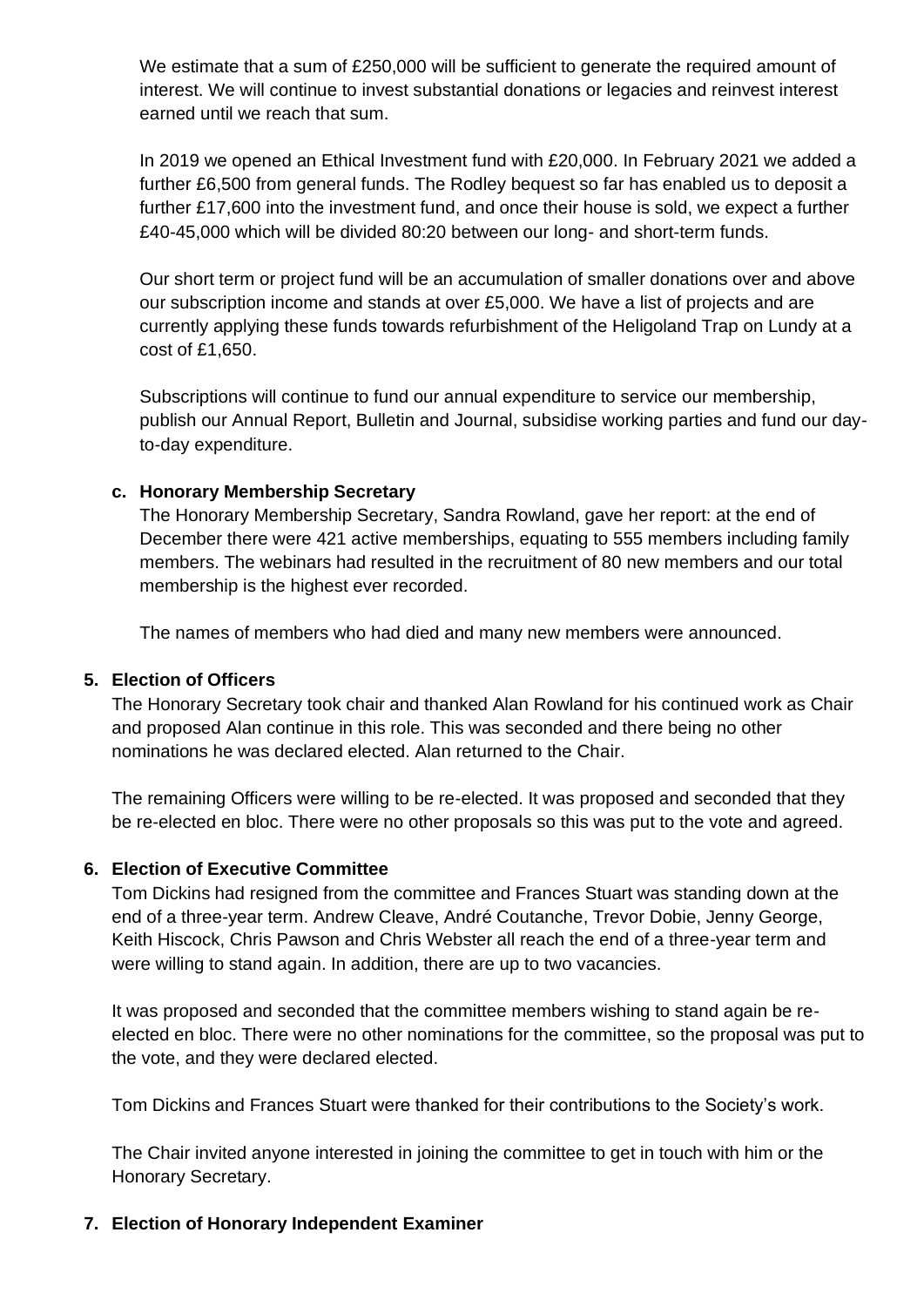We estimate that a sum of £250,000 will be sufficient to generate the required amount of interest. We will continue to invest substantial donations or legacies and reinvest interest earned until we reach that sum.

In 2019 we opened an Ethical Investment fund with £20,000. In February 2021 we added a further £6,500 from general funds. The Rodley bequest so far has enabled us to deposit a further £17,600 into the investment fund, and once their house is sold, we expect a further £40-45,000 which will be divided 80:20 between our long- and short-term funds.

Our short term or project fund will be an accumulation of smaller donations over and above our subscription income and stands at over £5,000. We have a list of projects and are currently applying these funds towards refurbishment of the Heligoland Trap on Lundy at a cost of £1,650.

Subscriptions will continue to fund our annual expenditure to service our membership, publish our Annual Report, Bulletin and Journal, subsidise working parties and fund our day-to-day expenditure.

**c. Honorary Membership Secretary**

The Honorary Membership Secretary, Sandra Rowland, gave her report: at the end of December there were 421 active memberships, equating to 555 members including family members. The webinars had resulted in the recruitment of 80 new members and our total membership is the highest ever recorded.

The names of members who had died and many new members were announced.

**5. Election of Officers**

The Honorary Secretary took chair and thanked Alan Rowland for his continued work as Chair and proposed Alan continue in this role. This was seconded and there being no other nominations he was declared elected. Alan returned to the Chair.

The remaining Officers were willing to be re-elected. It was proposed and seconded that they be re-elected en bloc. There were no other proposals so this was put to the vote and agreed.

**6. Election of Executive Committee**

Tom Dickins had resigned from the committee and Frances Stuart was standing down at the end of a three-year term. Andrew Cleave, André Coutanche, Trevor Dobie, Jenny George, Keith Hiscock, Chris Pawson and Chris Webster all reach the end of a three-year term and were willing to stand again. In addition, there are up to two vacancies.

It was proposed and seconded that the committee members wishing to stand again be re-elected en bloc. There were no other nominations for the committee, so the proposal was put to the vote, and they were declared elected.

Tom Dickins and Frances Stuart were thanked for their contributions to the Society's work.

The Chair invited anyone interested in joining the committee to get in touch with him or the Honorary Secretary.

**7. Election of Honorary Independent Examiner**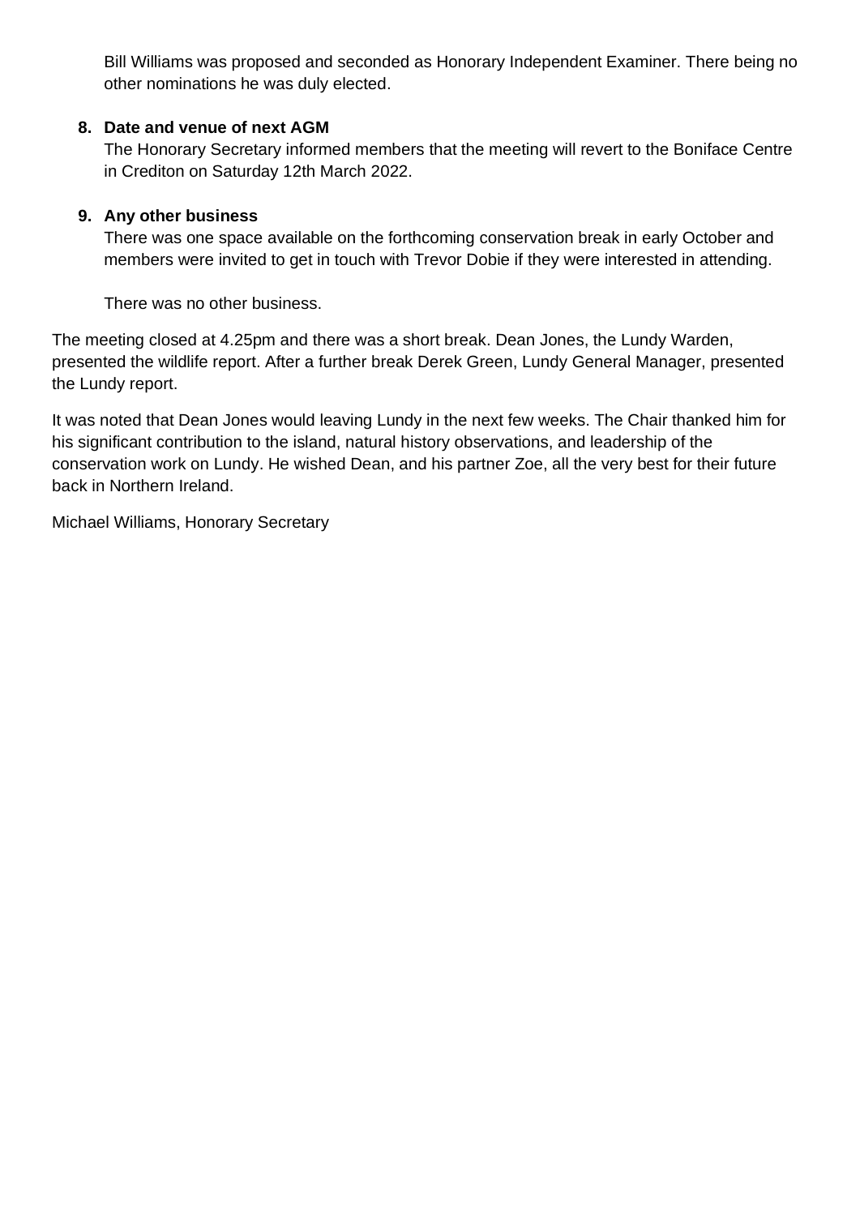Bill Williams was proposed and seconded as Honorary Independent Examiner. There being no other nominations he was duly elected.

8. **Date and venue of next AGM**

   The Honorary Secretary informed members that the meeting will revert to the Boniface Centre in Crediton on Saturday 12th March 2022.

9. **Any other business**

   There was one space available on the forthcoming conservation break in early October and members were invited to get in touch with Trevor Dobie if they were interested in attending.

   There was no other business.

The meeting closed at 4.25pm and there was a short break. Dean Jones, the Lundy Warden, presented the wildlife report. After a further break Derek Green, Lundy General Manager, presented the Lundy report.

It was noted that Dean Jones would leaving Lundy in the next few weeks. The Chair thanked him for his significant contribution to the island, natural history observations, and leadership of the conservation work on Lundy. He wished Dean, and his partner Zoe, all the very best for their future back in Northern Ireland.

Michael Williams, Honorary Secretary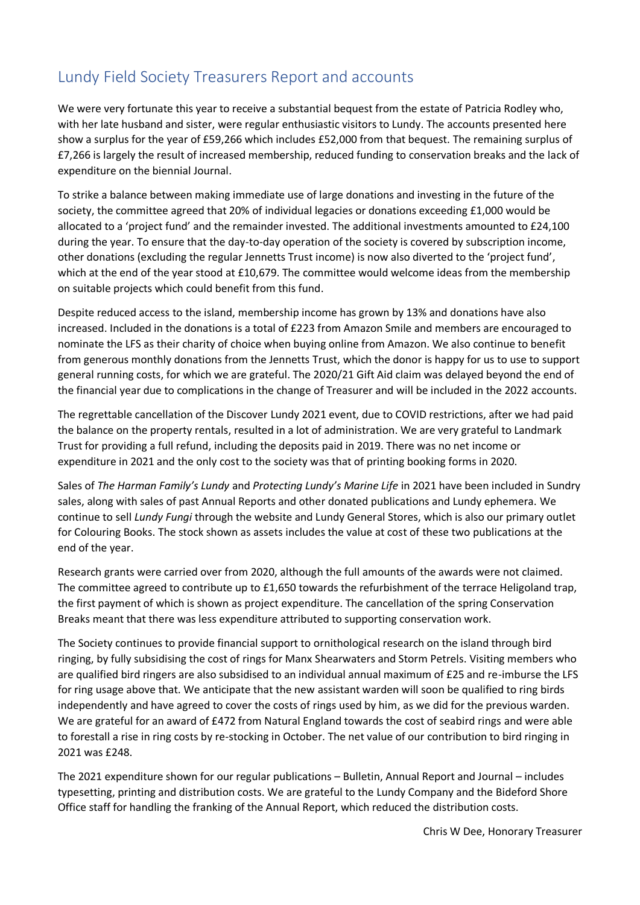# Lundy Field Society Treasurers Report and accounts

We were very fortunate this year to receive a substantial bequest from the estate of Patricia Rodley who, with her late husband and sister, were regular enthusiastic visitors to Lundy. The accounts presented here show a surplus for the year of £59,266 which includes £52,000 from that bequest. The remaining surplus of £7,266 is largely the result of increased membership, reduced funding to conservation breaks and the lack of expenditure on the biennial Journal.

To strike a balance between making immediate use of large donations and investing in the future of the society, the committee agreed that 20% of individual legacies or donations exceeding £1,000 would be allocated to a 'project fund' and the remainder invested. The additional investments amounted to £24,100 during the year. To ensure that the day-to-day operation of the society is covered by subscription income, other donations (excluding the regular Jennetts Trust income) is now also diverted to the 'project fund', which at the end of the year stood at £10,679. The committee would welcome ideas from the membership on suitable projects which could benefit from this fund.

Despite reduced access to the island, membership income has grown by 13% and donations have also increased. Included in the donations is a total of £223 from Amazon Smile and members are encouraged to nominate the LFS as their charity of choice when buying online from Amazon. We also continue to benefit from generous monthly donations from the Jennetts Trust, which the donor is happy for us to use to support general running costs, for which we are grateful. The 2020/21 Gift Aid claim was delayed beyond the end of the financial year due to complications in the change of Treasurer and will be included in the 2022 accounts.

The regrettable cancellation of the Discover Lundy 2021 event, due to COVID restrictions, after we had paid the balance on the property rentals, resulted in a lot of administration. We are very grateful to Landmark Trust for providing a full refund, including the deposits paid in 2019. There was no net income or expenditure in 2021 and the only cost to the society was that of printing booking forms in 2020.

Sales of *The Harman Family's Lundy* and *Protecting Lundy's Marine Life* in 2021 have been included in Sundry sales, along with sales of past Annual Reports and other donated publications and Lundy ephemera. We continue to sell *Lundy Fungi* through the website and Lundy General Stores, which is also our primary outlet for Colouring Books. The stock shown as assets includes the value at cost of these two publications at the end of the year.

Research grants were carried over from 2020, although the full amounts of the awards were not claimed. The committee agreed to contribute up to £1,650 towards the refurbishment of the terrace Heligoland trap, the first payment of which is shown as project expenditure. The cancellation of the spring Conservation Breaks meant that there was less expenditure attributed to supporting conservation work.

The Society continues to provide financial support to ornithological research on the island through bird ringing, by fully subsidising the cost of rings for Manx Shearwaters and Storm Petrels. Visiting members who are qualified bird ringers are also subsidised to an individual annual maximum of £25 and re-imburse the LFS for ring usage above that. We anticipate that the new assistant warden will soon be qualified to ring birds independently and have agreed to cover the costs of rings used by him, as we did for the previous warden. We are grateful for an award of £472 from Natural England towards the cost of seabird rings and were able to forestall a rise in ring costs by re-stocking in October. The net value of our contribution to bird ringing in 2021 was £248.

The 2021 expenditure shown for our regular publications – Bulletin, Annual Report and Journal – includes typesetting, printing and distribution costs. We are grateful to the Lundy Company and the Bideford Shore Office staff for handling the franking of the Annual Report, which reduced the distribution costs.

Chris W Dee, Honorary Treasurer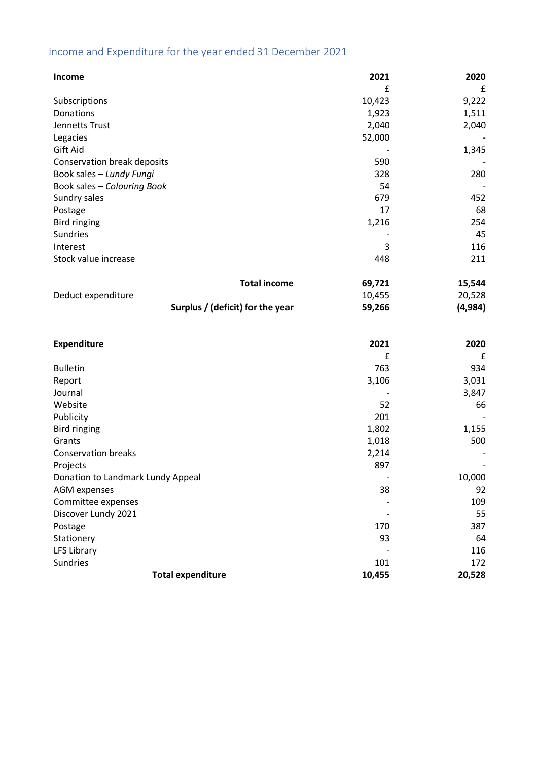## Income and Expenditure for the year ended 31 December 2021

| **Income** | **2021** | **2020** |
|---|---|---|
| | £ | £ |
| Subscriptions | 10,423 | 9,222 |
| Donations | 1,923 | 1,511 |
| Jennetts Trust | 2,040 | 2,040 |
| Legacies | 52,000 | - |
| Gift Aid | - | 1,345 |
| Conservation break deposits | 590 | - |
| Book sales – *Lundy Fungi* | 328 | 280 |
| Book sales – *Colouring Book* | 54 | - |
| Sundry sales | 679 | 452 |
| Postage | 17 | 68 |
| Bird ringing | 1,216 | 254 |
| Sundries | - | 45 |
| Interest | 3 | 116 |
| Stock value increase | 448 | 211 |
| **Total income** | **69,721** | **15,544** |
| Deduct expenditure | 10,455 | 20,528 |
| **Surplus / (deficit) for the year** | **59,266** | **(4,984)** |

| **Expenditure** | **2021** | **2020** |
|---|---|---|
| | £ | £ |
| Bulletin | 763 | 934 |
| Report | 3,106 | 3,031 |
| Journal | - | 3,847 |
| Website | 52 | 66 |
| Publicity | 201 | - |
| Bird ringing | 1,802 | 1,155 |
| Grants | 1,018 | 500 |
| Conservation breaks | 2,214 | - |
| Projects | 897 | - |
| Donation to Landmark Lundy Appeal | - | 10,000 |
| AGM expenses | 38 | 92 |
| Committee expenses | - | 109 |
| Discover Lundy 2021 | - | 55 |
| Postage | 170 | 387 |
| Stationery | 93 | 64 |
| LFS Library | - | 116 |
| Sundries | 101 | 172 |
| **Total expenditure** | **10,455** | **20,528** |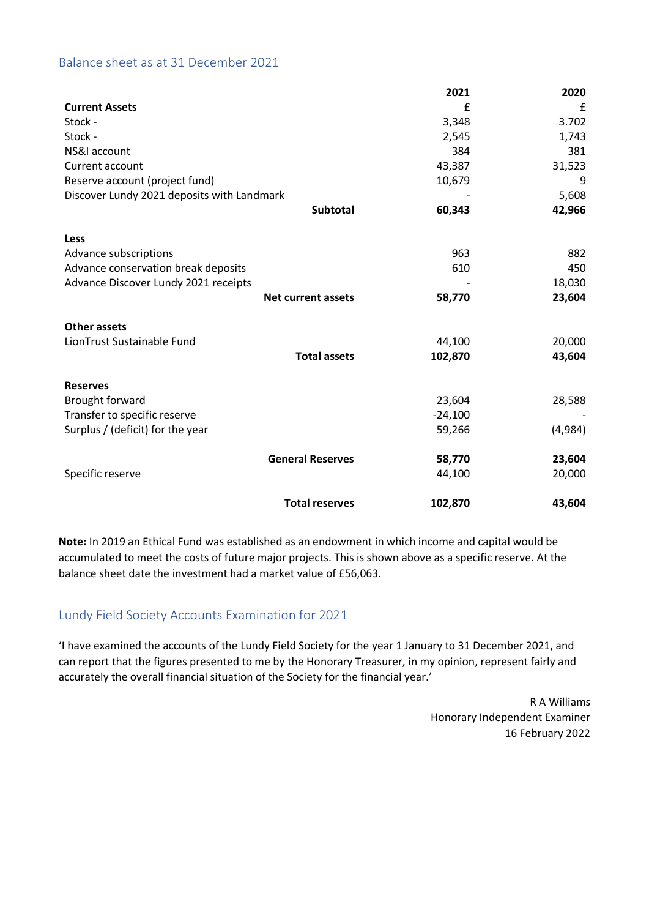## Balance sheet as at 31 December 2021

| | | 2021 | 2020 |
|---|---|---|---|
| **Current Assets** | | £ | £ |
| Stock - | | 3,348 | 3.702 |
| Stock - | | 2,545 | 1,743 |
| NS&I account | | 384 | 381 |
| Current account | | 43,387 | 31,523 |
| Reserve account (project fund) | | 10,679 | 9 |
| Discover Lundy 2021 deposits with Landmark | | - | 5,608 |
| | **Subtotal** | **60,343** | **42,966** |
| | | | |
| **Less** | | | |
| Advance subscriptions | | 963 | 882 |
| Advance conservation break deposits | | 610 | 450 |
| Advance Discover Lundy 2021 receipts | | - | 18,030 |
| | **Net current assets** | **58,770** | **23,604** |
| | | | |
| **Other assets** | | | |
| LionTrust Sustainable Fund | | 44,100 | 20,000 |
| | **Total assets** | **102,870** | **43,604** |
| | | | |
| **Reserves** | | | |
| Brought forward | | 23,604 | 28,588 |
| Transfer to specific reserve | | -24,100 | - |
| Surplus / (deficit) for the year | | 59,266 | (4,984) |
| | | | |
| | **General Reserves** | **58,770** | **23,604** |
| Specific reserve | | 44,100 | 20,000 |
| | | | |
| | **Total reserves** | **102,870** | **43,604** |

**Note:** In 2019 an Ethical Fund was established as an endowment in which income and capital would be accumulated to meet the costs of future major projects. This is shown above as a specific reserve. At the balance sheet date the investment had a market value of £56,063.

## Lundy Field Society Accounts Examination for 2021

'I have examined the accounts of the Lundy Field Society for the year 1 January to 31 December 2021, and can report that the figures presented to me by the Honorary Treasurer, in my opinion, represent fairly and accurately the overall financial situation of the Society for the financial year.'

R A Williams
Honorary Independent Examiner
16 February 2022